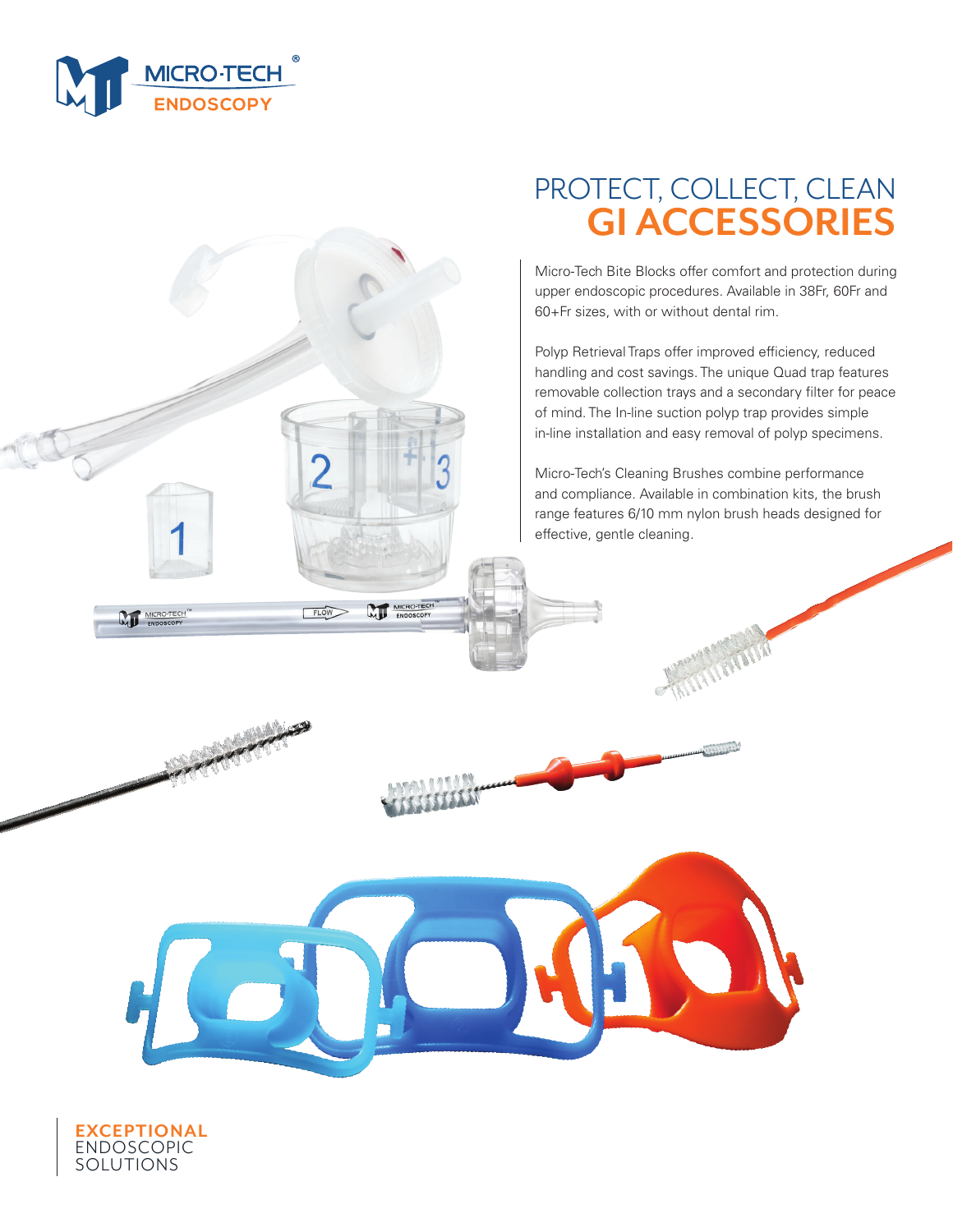MICRO-TECH® ENDOSCOPY

# PROTECT, COLLECT, CLEAN
# GI ACCESSORIES

Micro-Tech Bite Blocks offer comfort and protection during upper endoscopic procedures. Available in 38Fr, 60Fr and 60+Fr sizes, with or without dental rim.

Polyp Retrieval Traps offer improved efficiency, reduced handling and cost savings. The unique Quad trap features removable collection trays and a secondary filter for peace of mind. The In-line suction polyp trap provides simple in-line installation and easy removal of polyp specimens.

Micro-Tech's Cleaning Brushes combine performance and compliance. Available in combination kits, the brush range features 6/10 mm nylon brush heads designed for effective, gentle cleaning.

**EXCEPTIONAL**
ENDOSCOPIC
SOLUTIONS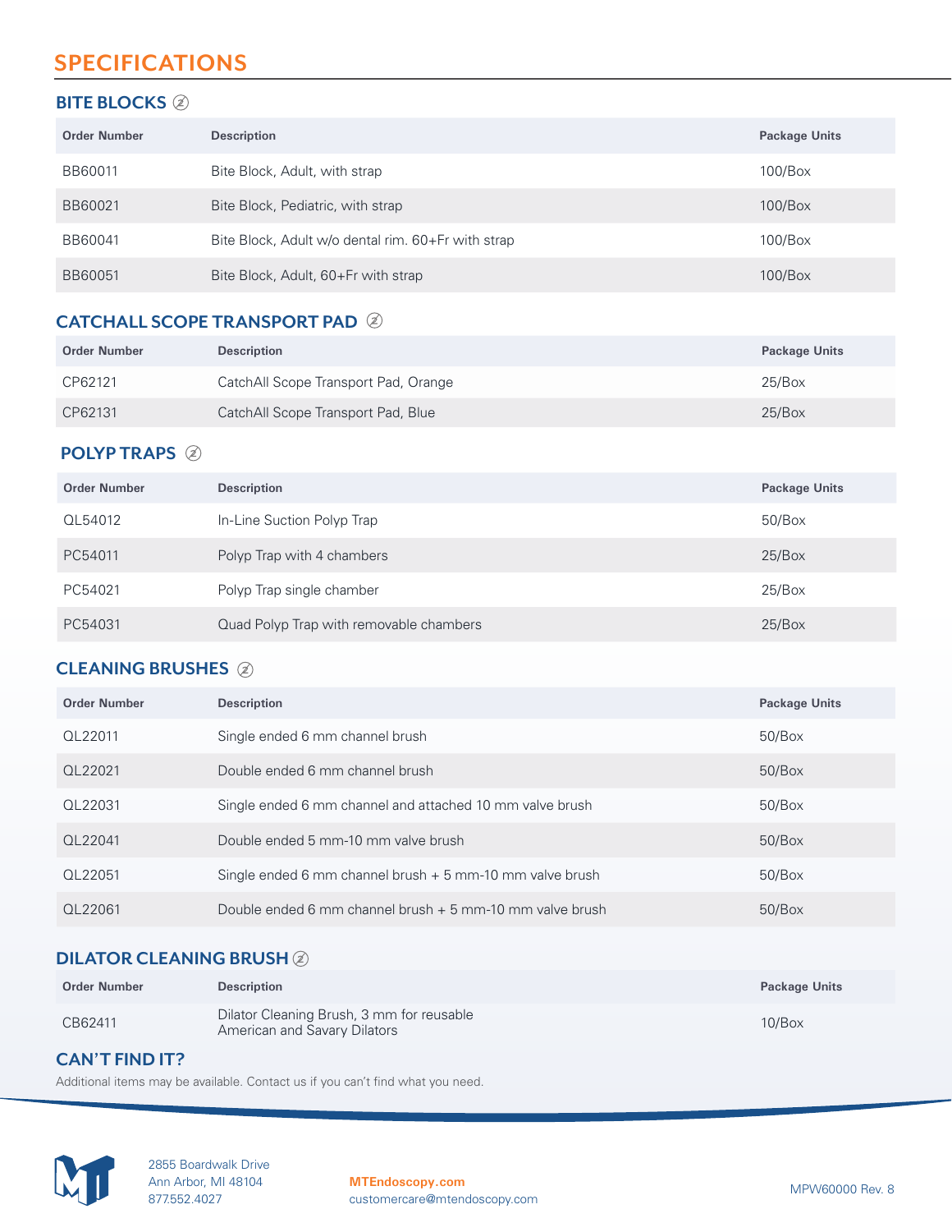# SPECIFICATIONS

## BITE BLOCKS

| Order Number | Description | Package Units |
|---|---|---|
| BB60011 | Bite Block, Adult, with strap | 100/Box |
| BB60021 | Bite Block, Pediatric, with strap | 100/Box |
| BB60041 | Bite Block, Adult w/o dental rim. 60+Fr with strap | 100/Box |
| BB60051 | Bite Block, Adult, 60+Fr with strap | 100/Box |

## CATCHALL SCOPE TRANSPORT PAD

| Order Number | Description | Package Units |
|---|---|---|
| CP62121 | CatchAll Scope Transport Pad, Orange | 25/Box |
| CP62131 | CatchAll Scope Transport Pad, Blue | 25/Box |

## POLYP TRAPS

| Order Number | Description | Package Units |
|---|---|---|
| QL54012 | In-Line Suction Polyp Trap | 50/Box |
| PC54011 | Polyp Trap with 4 chambers | 25/Box |
| PC54021 | Polyp Trap single chamber | 25/Box |
| PC54031 | Quad Polyp Trap with removable chambers | 25/Box |

## CLEANING BRUSHES

| Order Number | Description | Package Units |
|---|---|---|
| QL22011 | Single ended 6 mm channel brush | 50/Box |
| QL22021 | Double ended 6 mm channel brush | 50/Box |
| QL22031 | Single ended 6 mm channel and attached 10 mm valve brush | 50/Box |
| QL22041 | Double ended 5 mm-10 mm valve brush | 50/Box |
| QL22051 | Single ended 6 mm channel brush + 5 mm-10 mm valve brush | 50/Box |
| QL22061 | Double ended 6 mm channel brush + 5 mm-10 mm valve brush | 50/Box |

## DILATOR CLEANING BRUSH

| Order Number | Description | Package Units |
|---|---|---|
| CB62411 | Dilator Cleaning Brush, 3 mm for reusable American and Savary Dilators | 10/Box |

## CAN'T FIND IT?

Additional items may be available. Contact us if you can't find what you need.

2855 Boardwalk Drive
Ann Arbor, MI 48104
877.552.4027

**MTEndoscopy.com**
customercare@mtendoscopy.com

MPW60000 Rev. 8